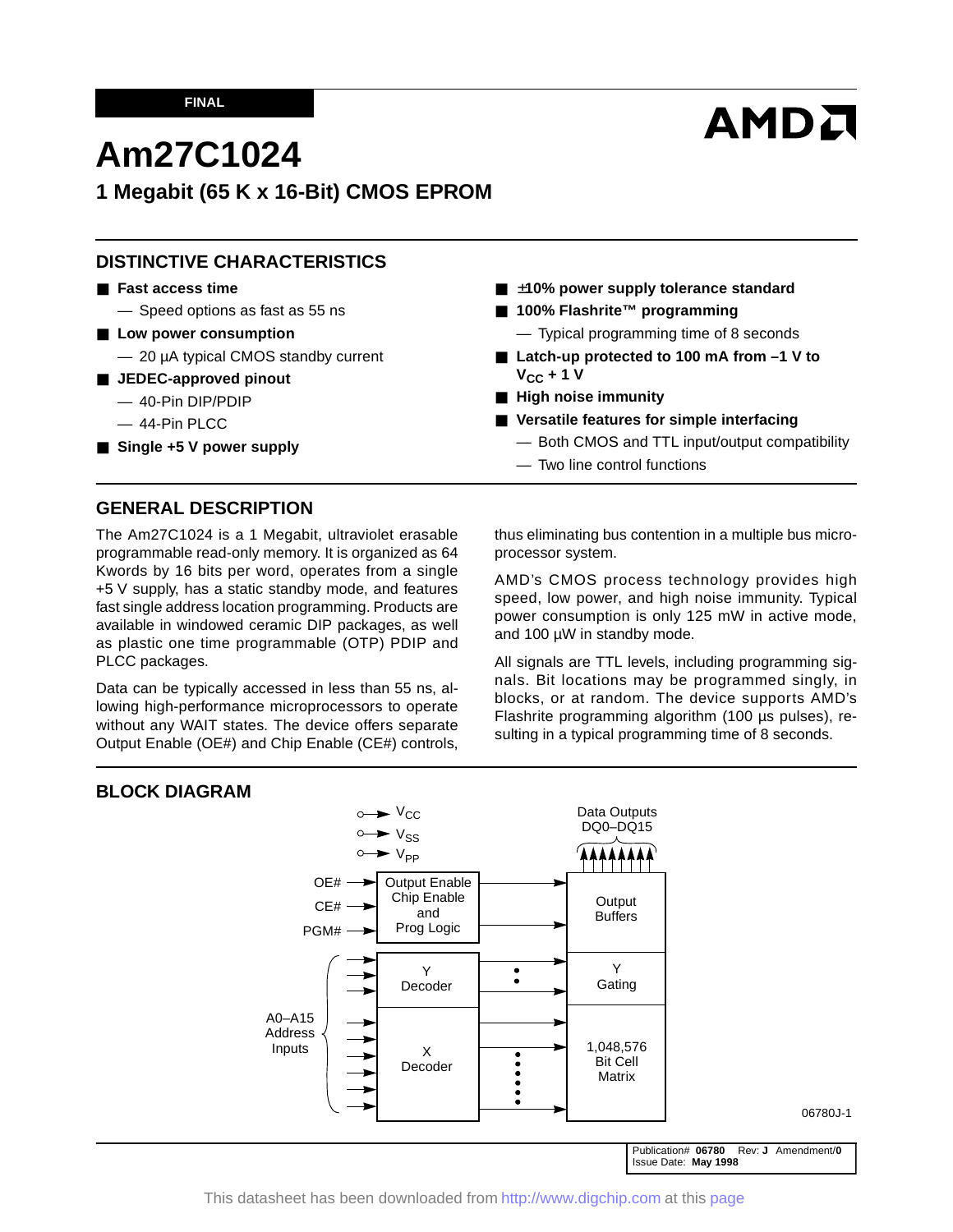FINAL

# Am27C1024

## 1 Megabit (65 K x 16-Bit) CMOS EPROM

## DISTINCTIVE CHARACTERISTICS

- **Fast access time**
  - Speed options as fast as 55 ns
- **Low power consumption**
  - 20 µA typical CMOS standby current
- **JEDEC-approved pinout**
  - 40-Pin DIP/PDIP
  - 44-Pin PLCC
- **Single +5 V power supply**
- **±10% power supply tolerance standard**
- **100% Flashrite™ programming**
  - Typical programming time of 8 seconds
- **Latch-up protected to 100 mA from –1 V to $V_{CC}$ + 1 V**
- **High noise immunity**
- **Versatile features for simple interfacing**
  - Both CMOS and TTL input/output compatibility
  - Two line control functions

## GENERAL DESCRIPTION

The Am27C1024 is a 1 Megabit, ultraviolet erasable programmable read-only memory. It is organized as 64 Kwords by 16 bits per word, operates from a single +5 V supply, has a static standby mode, and features fast single address location programming. Products are available in windowed ceramic DIP packages, as well as plastic one time programmable (OTP) PDIP and PLCC packages.

Data can be typically accessed in less than 55 ns, allowing high-performance microprocessors to operate without any WAIT states. The device offers separate Output Enable (OE#) and Chip Enable (CE#) controls, thus eliminating bus contention in a multiple bus microprocessor system.

AMD's CMOS process technology provides high speed, low power, and high noise immunity. Typical power consumption is only 125 mW in active mode, and 100 µW in standby mode.

All signals are TTL levels, including programming signals. Bit locations may be programmed singly, in blocks, or at random. The device supports AMD's Flashrite programming algorithm (100 µs pulses), resulting in a typical programming time of 8 seconds.

## BLOCK DIAGRAM

$V_{CC}$, $V_{SS}$, $V_{PP}$

OE#, CE#, PGM# → Output Enable Chip Enable and Prog Logic → Output Buffers → Data Outputs DQ0–DQ15

A0–A15 Address Inputs → Y Decoder → Y Gating

A0–A15 Address Inputs → X Decoder → 1,048,576 Bit Cell Matrix

06780J-1

Publication# 06780 Rev: J Amendment/0
Issue Date: May 1998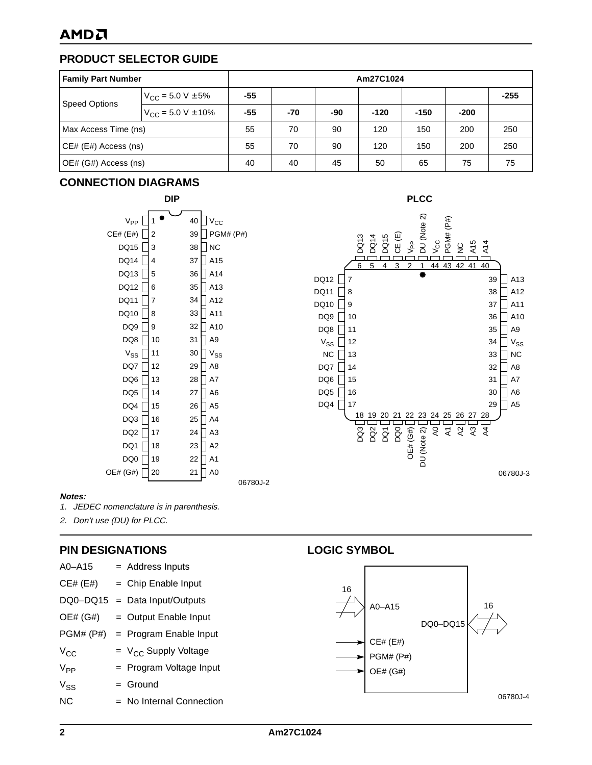## PRODUCT SELECTOR GUIDE

| Family Part Number | | Am27C1024 | | | | | | |
|---|---|---|---|---|---|---|---|---|
| Speed Options | $V_{CC}$ = 5.0 V ± 5% | -55 | | | | | | -255 |
| | $V_{CC}$ = 5.0 V ± 10% | -55 | -70 | -90 | -120 | -150 | -200 | |
| Max Access Time (ns) | | 55 | 70 | 90 | 120 | 150 | 200 | 250 |
| CE# (E#) Access (ns) | | 55 | 70 | 90 | 120 | 150 | 200 | 250 |
| OE# (G#) Access (ns) | | 40 | 40 | 45 | 50 | 65 | 75 | 75 |

## CONNECTION DIAGRAMS

**DIP**

| Pin | Signal | Pin | Signal |
|---|---|---|---|
| 1 | $V_{PP}$ | 40 | $V_{CC}$ |
| 2 | CE# (E#) | 39 | PGM# (P#) |
| 3 | DQ15 | 38 | NC |
| 4 | DQ14 | 37 | A15 |
| 5 | DQ13 | 36 | A14 |
| 6 | DQ12 | 35 | A13 |
| 7 | DQ11 | 34 | A12 |
| 8 | DQ10 | 33 | A11 |
| 9 | DQ9 | 32 | A10 |
| 10 | DQ8 | 31 | A9 |
| 11 | $V_{SS}$ | 30 | $V_{SS}$ |
| 12 | DQ7 | 29 | A8 |
| 13 | DQ6 | 28 | A7 |
| 14 | DQ5 | 27 | A6 |
| 15 | DQ4 | 26 | A5 |
| 16 | DQ3 | 25 | A4 |
| 17 | DQ2 | 24 | A3 |
| 18 | DQ1 | 23 | A2 |
| 19 | DQ0 | 22 | A1 |
| 20 | OE# (G#) | 21 | A0 |

06780J-2

**PLCC**

| Pin | Signal | Pin | Signal |
|---|---|---|---|
| 1 | DU (Note 2) | 23 | DU (Note 2) |
| 2 | $V_{PP}$ | 24 | A0 |
| 3 | CE (E) | 25 | A1 |
| 4 | DQ15 | 26 | A2 |
| 5 | DQ14 | 27 | A3 |
| 6 | DQ13 | 28 | A4 |
| 7 | DQ12 | 29 | A5 |
| 8 | DQ11 | 30 | A6 |
| 9 | DQ10 | 31 | A7 |
| 10 | DQ9 | 32 | A8 |
| 11 | DQ8 | 33 | NC |
| 12 | $V_{SS}$ | 34 | $V_{SS}$ |
| 13 | NC | 35 | A9 |
| 14 | DQ7 | 36 | A10 |
| 15 | DQ6 | 37 | A11 |
| 16 | DQ5 | 38 | A12 |
| 17 | DQ4 | 39 | A13 |
| 18 | DQ3 | 40 | A14 |
| 19 | DQ2 | 41 | A15 |
| 20 | DQ1 | 42 | NC |
| 21 | DQ0 | 43 | PGM# (P#) |
| 22 | OE# (G#) | 44 | $V_{CC}$ |

06780J-3

***Notes:***

*1. JEDEC nomenclature is in parenthesis.*

*2. Don't use (DU) for PLCC.*

## PIN DESIGNATIONS

| | | |
|---|---|---|
| A0–A15 | = | Address Inputs |
| CE# (E#) | = | Chip Enable Input |
| DQ0–DQ15 | = | Data Input/Outputs |
| OE# (G#) | = | Output Enable Input |
| PGM# (P#) | = | Program Enable Input |
| $V_{CC}$ | = | $V_{CC}$ Supply Voltage |
| $V_{PP}$ | = | Program Voltage Input |
| $V_{SS}$ | = | Ground |
| NC | = | No Internal Connection |

## LOGIC SYMBOL

Inputs: A0–A15 (16), CE# (E#), PGM# (P#), OE# (G#)

Outputs: DQ0–DQ15 (16)

06780J-4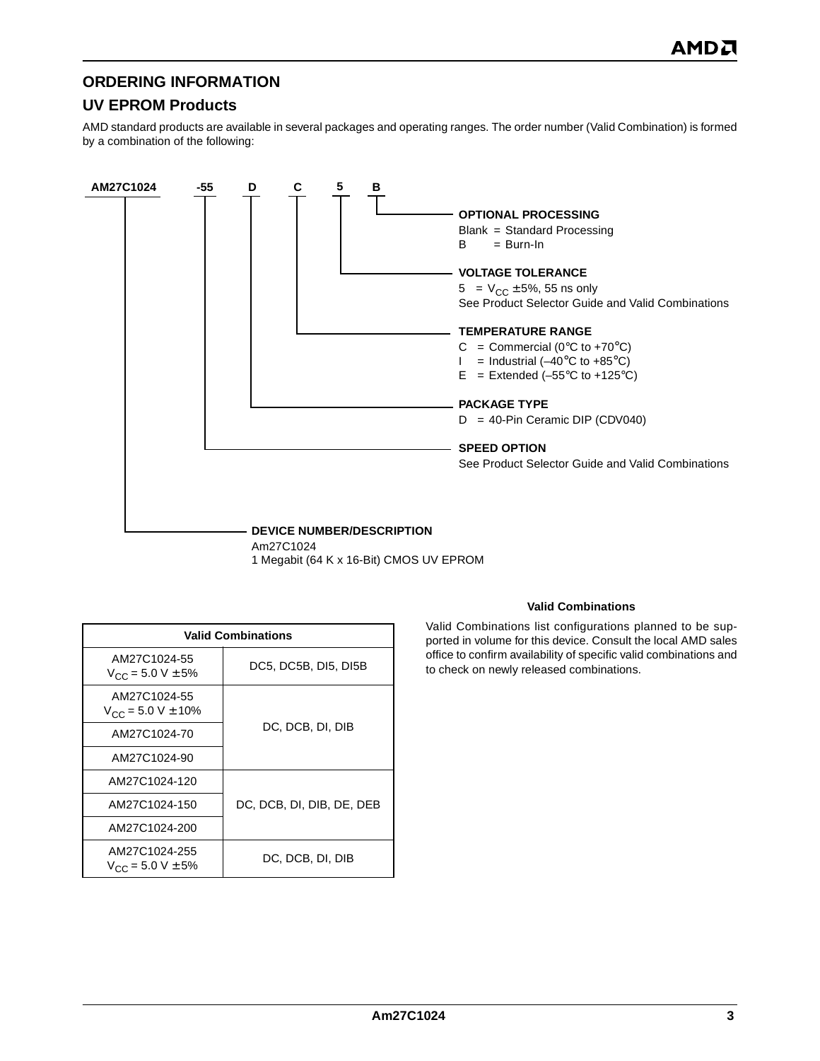## ORDERING INFORMATION

## UV EPROM Products

AMD standard products are available in several packages and operating ranges. The order number (Valid Combination) is formed by a combination of the following:

**AM27C1024 -55 D C 5 B**

**OPTIONAL PROCESSING**
Blank = Standard Processing
B = Burn-In

**VOLTAGE TOLERANCE**
5 = $V_{CC}$ ±5%, 55 ns only
See Product Selector Guide and Valid Combinations

**TEMPERATURE RANGE**
C = Commercial (0°C to +70°C)
I = Industrial (–40°C to +85°C)
E = Extended (–55°C to +125°C)

**PACKAGE TYPE**
D = 40-Pin Ceramic DIP (CDV040)

**SPEED OPTION**
See Product Selector Guide and Valid Combinations

**DEVICE NUMBER/DESCRIPTION**
Am27C1024
1 Megabit (64 K x 16-Bit) CMOS UV EPROM

| Valid Combinations | |
|---|---|
| AM27C1024-55 $V_{CC}$ = 5.0 V ± 5% | DC5, DC5B, DI5, DI5B |
| AM27C1024-55 $V_{CC}$ = 5.0 V ± 10% | DC, DCB, DI, DIB |
| AM27C1024-70 | |
| AM27C1024-90 | |
| AM27C1024-120 | DC, DCB, DI, DIB, DE, DEB |
| AM27C1024-150 | |
| AM27C1024-200 | |
| AM27C1024-255 $V_{CC}$ = 5.0 V ± 5% | DC, DCB, DI, DIB |

**Valid Combinations**

Valid Combinations list configurations planned to be supported in volume for this device. Consult the local AMD sales office to confirm availability of specific valid combinations and to check on newly released combinations.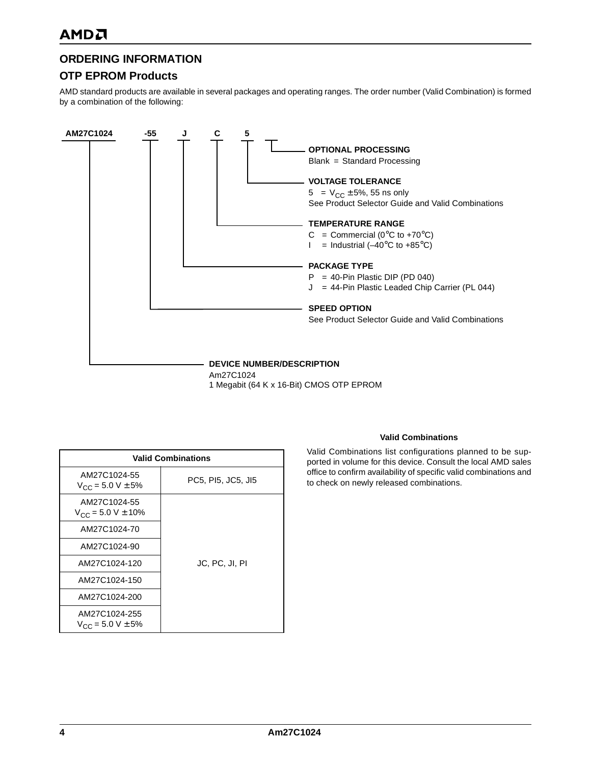## ORDERING INFORMATION

### OTP EPROM Products

AMD standard products are available in several packages and operating ranges. The order number (Valid Combination) is formed by a combination of the following:

**AM27C1024 -55 J C 5**

**OPTIONAL PROCESSING**
Blank = Standard Processing

**VOLTAGE TOLERANCE**
5 = $V_{CC}$ ±5%, 55 ns only
See Product Selector Guide and Valid Combinations

**TEMPERATURE RANGE**
C = Commercial (0°C to +70°C)
I = Industrial (–40°C to +85°C)

**PACKAGE TYPE**
P = 40-Pin Plastic DIP (PD 040)
J = 44-Pin Plastic Leaded Chip Carrier (PL 044)

**SPEED OPTION**
See Product Selector Guide and Valid Combinations

**DEVICE NUMBER/DESCRIPTION**
Am27C1024
1 Megabit (64 K x 16-Bit) CMOS OTP EPROM

| Valid Combinations | |
|---|---|
| AM27C1024-55 $V_{CC}$ = 5.0 V ± 5% | PC5, PI5, JC5, JI5 |
| AM27C1024-55 $V_{CC}$ = 5.0 V ± 10% | JC, PC, JI, PI |
| AM27C1024-70 | |
| AM27C1024-90 | |
| AM27C1024-120 | |
| AM27C1024-150 | |
| AM27C1024-200 | |
| AM27C1024-255 $V_{CC}$ = 5.0 V ± 5% | |

**Valid Combinations**

Valid Combinations list configurations planned to be supported in volume for this device. Consult the local AMD sales office to confirm availability of specific valid combinations and to check on newly released combinations.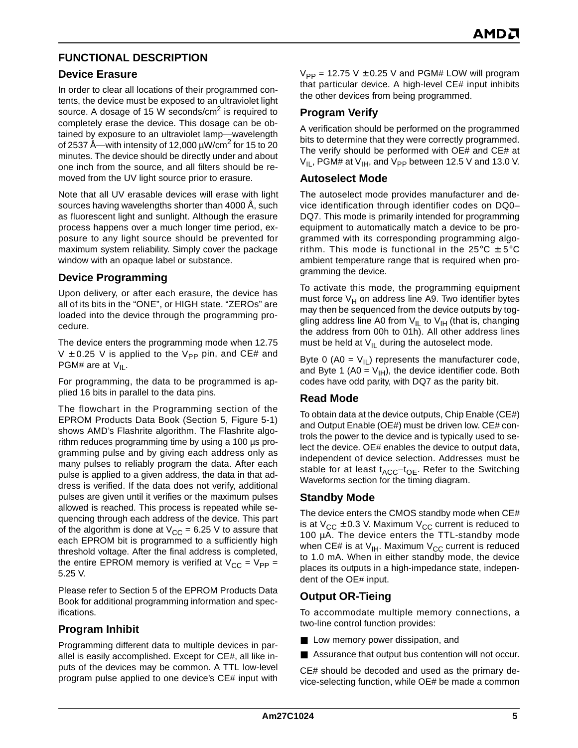## FUNCTIONAL DESCRIPTION

### Device Erasure

In order to clear all locations of their programmed contents, the device must be exposed to an ultraviolet light source. A dosage of 15 W seconds/cm$^2$ is required to completely erase the device. This dosage can be obtained by exposure to an ultraviolet lamp—wavelength of 2537 Å—with intensity of 12,000 µW/cm$^2$ for 15 to 20 minutes. The device should be directly under and about one inch from the source, and all filters should be removed from the UV light source prior to erasure.

Note that all UV erasable devices will erase with light sources having wavelengths shorter than 4000 Å, such as fluorescent light and sunlight. Although the erasure process happens over a much longer time period, exposure to any light source should be prevented for maximum system reliability. Simply cover the package window with an opaque label or substance.

### Device Programming

Upon delivery, or after each erasure, the device has all of its bits in the "ONE", or HIGH state. "ZEROs" are loaded into the device through the programming procedure.

The device enters the programming mode when 12.75 V ± 0.25 V is applied to the $V_{PP}$ pin, and CE# and PGM# are at $V_{IL}$.

For programming, the data to be programmed is applied 16 bits in parallel to the data pins.

The flowchart in the Programming section of the EPROM Products Data Book (Section 5, Figure 5-1) shows AMD's Flashrite algorithm. The Flashrite algorithm reduces programming time by using a 100 µs programming pulse and by giving each address only as many pulses to reliably program the data. After each pulse is applied to a given address, the data in that address is verified. If the data does not verify, additional pulses are given until it verifies or the maximum pulses allowed is reached. This process is repeated while sequencing through each address of the device. This part of the algorithm is done at $V_{CC}$ = 6.25 V to assure that each EPROM bit is programmed to a sufficiently high threshold voltage. After the final address is completed, the entire EPROM memory is verified at $V_{CC}$ = $V_{PP}$ = 5.25 V.

Please refer to Section 5 of the EPROM Products Data Book for additional programming information and specifications.

### Program Inhibit

Programming different data to multiple devices in parallel is easily accomplished. Except for CE#, all like inputs of the devices may be common. A TTL low-level program pulse applied to one device's CE# input with $V_{PP}$ = 12.75 V ± 0.25 V and PGM# LOW will program that particular device. A high-level CE# input inhibits the other devices from being programmed.

### Program Verify

A verification should be performed on the programmed bits to determine that they were correctly programmed. The verify should be performed with OE# and CE# at $V_{IL}$, PGM# at $V_{IH}$, and $V_{PP}$ between 12.5 V and 13.0 V.

### Autoselect Mode

The autoselect mode provides manufacturer and device identification through identifier codes on DQ0–DQ7. This mode is primarily intended for programming equipment to automatically match a device to be programmed with its corresponding programming algorithm. This mode is functional in the 25°C ± 5°C ambient temperature range that is required when programming the device.

To activate this mode, the programming equipment must force $V_H$ on address line A9. Two identifier bytes may then be sequenced from the device outputs by toggling address line A0 from $V_{IL}$ to $V_{IH}$ (that is, changing the address from 00h to 01h). All other address lines must be held at $V_{IL}$ during the autoselect mode.

Byte 0 (A0 = $V_{IL}$) represents the manufacturer code, and Byte 1 (A0 = $V_{IH}$), the device identifier code. Both codes have odd parity, with DQ7 as the parity bit.

### Read Mode

To obtain data at the device outputs, Chip Enable (CE#) and Output Enable (OE#) must be driven low. CE# controls the power to the device and is typically used to select the device. OE# enables the device to output data, independent of device selection. Addresses must be stable for at least $t_{ACC}$–$t_{OE}$. Refer to the Switching Waveforms section for the timing diagram.

### Standby Mode

The device enters the CMOS standby mode when CE# is at $V_{CC}$ ± 0.3 V. Maximum $V_{CC}$ current is reduced to 100 µA. The device enters the TTL-standby mode when CE# is at $V_{IH}$. Maximum $V_{CC}$ current is reduced to 1.0 mA. When in either standby mode, the device places its outputs in a high-impedance state, independent of the OE# input.

### Output OR-Tieing

To accommodate multiple memory connections, a two-line control function provides:

- Low memory power dissipation, and
- Assurance that output bus contention will not occur.

CE# should be decoded and used as the primary device-selecting function, while OE# be made a common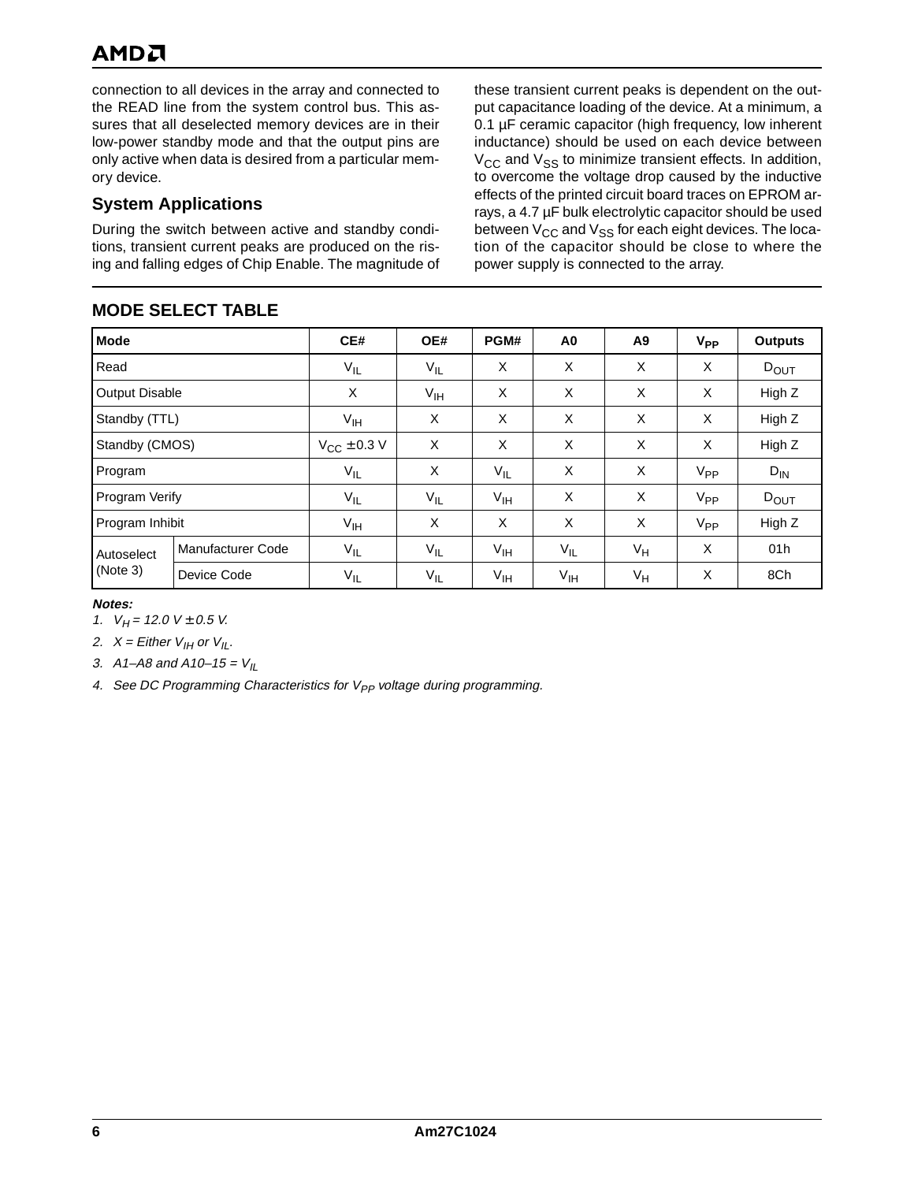connection to all devices in the array and connected to the READ line from the system control bus. This assures that all deselected memory devices are in their low-power standby mode and that the output pins are only active when data is desired from a particular memory device.

## System Applications

During the switch between active and standby conditions, transient current peaks are produced on the rising and falling edges of Chip Enable. The magnitude of these transient current peaks is dependent on the output capacitance loading of the device. At a minimum, a 0.1 µF ceramic capacitor (high frequency, low inherent inductance) should be used on each device between $V_{CC}$ and $V_{SS}$ to minimize transient effects. In addition, to overcome the voltage drop caused by the inductive effects of the printed circuit board traces on EPROM arrays, a 4.7 µF bulk electrolytic capacitor should be used between $V_{CC}$ and $V_{SS}$ for each eight devices. The location of the capacitor should be close to where the power supply is connected to the array.

## MODE SELECT TABLE

| Mode | | CE# | OE# | PGM# | A0 | A9 | $V_{PP}$ | Outputs |
|---|---|---|---|---|---|---|---|---|
| Read | | $V_{IL}$ | $V_{IL}$ | X | X | X | X | $D_{OUT}$ |
| Output Disable | | X | $V_{IH}$ | X | X | X | X | High Z |
| Standby (TTL) | | $V_{IH}$ | X | X | X | X | X | High Z |
| Standby (CMOS) | | $V_{CC} \pm 0.3$ V | X | X | X | X | X | High Z |
| Program | | $V_{IL}$ | X | $V_{IL}$ | X | X | $V_{PP}$ | $D_{IN}$ |
| Program Verify | | $V_{IL}$ | $V_{IL}$ | $V_{IH}$ | X | X | $V_{PP}$ | $D_{OUT}$ |
| Program Inhibit | | $V_{IH}$ | X | X | X | X | $V_{PP}$ | High Z |
| Autoselect (Note 3) | Manufacturer Code | $V_{IL}$ | $V_{IL}$ | $V_{IH}$ | $V_{IL}$ | $V_H$ | X | 01h |
| | Device Code | $V_{IL}$ | $V_{IL}$ | $V_{IH}$ | $V_{IH}$ | $V_H$ | X | 8Ch |

***Notes:***

1. *$V_H = 12.0\ V \pm 0.5\ V$.*
2. *$X$ = Either $V_{IH}$ or $V_{IL}$.*
3. *A1–A8 and A10–15 = $V_{IL}$*
4. *See DC Programming Characteristics for $V_{PP}$ voltage during programming.*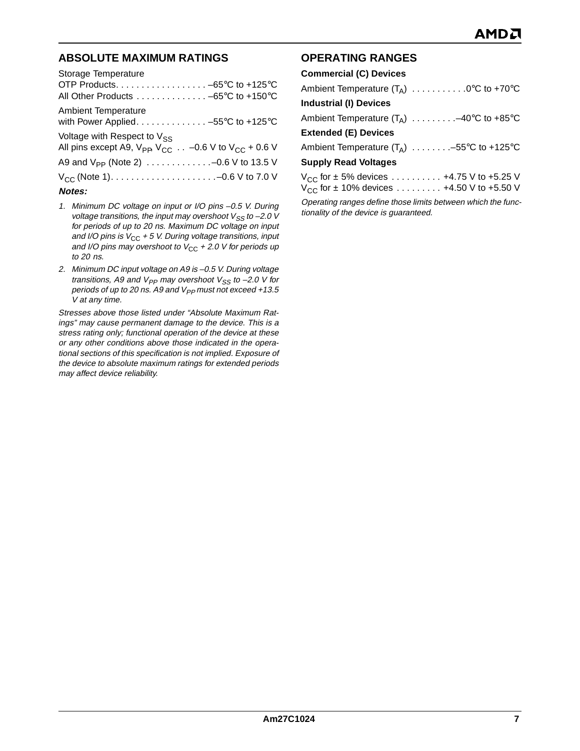## ABSOLUTE MAXIMUM RATINGS

Storage Temperature
OTP Products. . . . . . . . . . . . . . . . . . –65°C to +125°C
All Other Products . . . . . . . . . . . . . . –65°C to +150°C

Ambient Temperature
with Power Applied. . . . . . . . . . . . . . –55°C to +125°C

Voltage with Respect to $V_{SS}$
All pins except A9, $V_{PP}$, $V_{CC}$ . . –0.6 V to $V_{CC}$ + 0.6 V

A9 and $V_{PP}$ (Note 2) . . . . . . . . . . . . .–0.6 V to 13.5 V

$V_{CC}$ (Note 1). . . . . . . . . . . . . . . . . . . . .–0.6 V to 7.0 V

**Notes:**

1. *Minimum DC voltage on input or I/O pins –0.5 V. During voltage transitions, the input may overshoot $V_{SS}$ to –2.0 V for periods of up to 20 ns. Maximum DC voltage on input and I/O pins is $V_{CC}$ + 5 V. During voltage transitions, input and I/O pins may overshoot to $V_{CC}$ + 2.0 V for periods up to 20 ns.*
2. *Minimum DC input voltage on A9 is –0.5 V. During voltage transitions, A9 and $V_{PP}$ may overshoot $V_{SS}$ to –2.0 V for periods of up to 20 ns. A9 and $V_{PP}$ must not exceed +13.5 V at any time.*

*Stresses above those listed under “Absolute Maximum Ratings” may cause permanent damage to the device. This is a stress rating only; functional operation of the device at these or any other conditions above those indicated in the operational sections of this specification is not implied. Exposure of the device to absolute maximum ratings for extended periods may affect device reliability.*

## OPERATING RANGES

**Commercial (C) Devices**

Ambient Temperature ($T_A$) . . . . . . . . . . .0°C to +70°C

**Industrial (I) Devices**

Ambient Temperature ($T_A$) . . . . . . . . .–40°C to +85°C

**Extended (E) Devices**

Ambient Temperature ($T_A$) . . . . . . . .–55°C to +125°C

**Supply Read Voltages**

$V_{CC}$ for ± 5% devices . . . . . . . . . . +4.75 V to +5.25 V
$V_{CC}$ for ± 10% devices . . . . . . . . . +4.50 V to +5.50 V

*Operating ranges define those limits between which the functionality of the device is guaranteed.*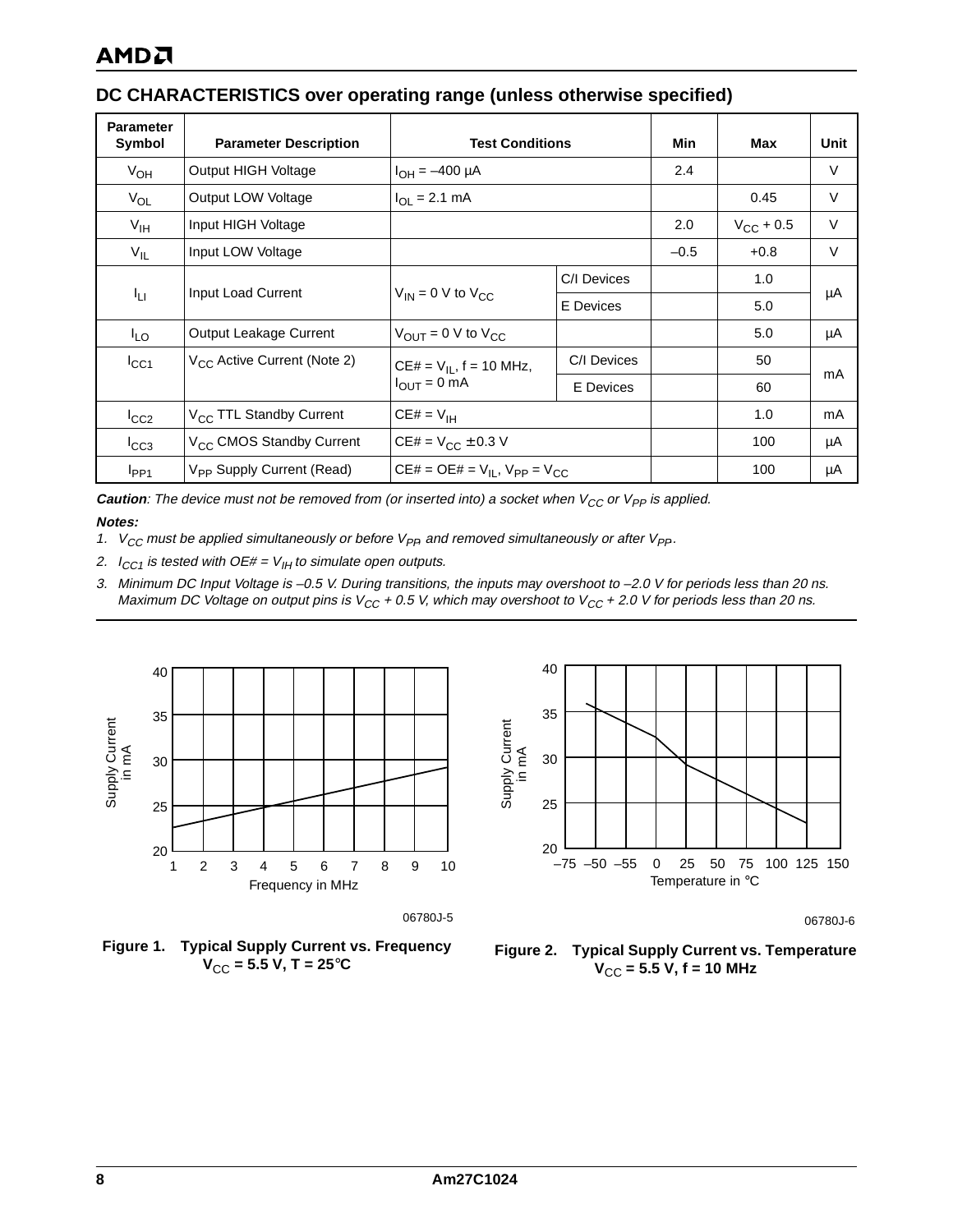## DC CHARACTERISTICS over operating range (unless otherwise specified)

| Parameter Symbol | Parameter Description | Test Conditions | | Min | Max | Unit |
|---|---|---|---|---|---|---|
| $V_{OH}$ | Output HIGH Voltage | $I_{OH}$ = –400 µA | | 2.4 | | V |
| $V_{OL}$ | Output LOW Voltage | $I_{OL}$ = 2.1 mA | | | 0.45 | V |
| $V_{IH}$ | Input HIGH Voltage | | | 2.0 | $V_{CC}$ + 0.5 | V |
| $V_{IL}$ | Input LOW Voltage | | | –0.5 | +0.8 | V |
| $I_{LI}$ | Input Load Current | $V_{IN}$ = 0 V to $V_{CC}$ | C/I Devices | | 1.0 | µA |
| | | | E Devices | | 5.0 | |
| $I_{LO}$ | Output Leakage Current | $V_{OUT}$ = 0 V to $V_{CC}$ | | | 5.0 | µA |
| $I_{CC1}$ | $V_{CC}$ Active Current (Note 2) | CE# = $V_{IL}$, f = 10 MHz, $I_{OUT}$ = 0 mA | C/I Devices | | 50 | mA |
| | | | E Devices | | 60 | |
| $I_{CC2}$ | $V_{CC}$ TTL Standby Current | CE# = $V_{IH}$ | | | 1.0 | mA |
| $I_{CC3}$ | $V_{CC}$ CMOS Standby Current | CE# = $V_{CC}$ ± 0.3 V | | | 100 | µA |
| $I_{PP1}$ | $V_{PP}$ Supply Current (Read) | CE# = OE# = $V_{IL}$, $V_{PP}$ = $V_{CC}$ | | | 100 | µA |

***Caution**: The device must not be removed from (or inserted into) a socket when $V_{CC}$ or $V_{PP}$ is applied.*

***Notes:***

1. *$V_{CC}$ must be applied simultaneously or before $V_{PP}$, and removed simultaneously or after $V_{PP}$.*
2. *$I_{CC1}$ is tested with OE# = $V_{IH}$ to simulate open outputs.*
3. *Minimum DC Input Voltage is –0.5 V. During transitions, the inputs may overshoot to –2.0 V for periods less than 20 ns. Maximum DC Voltage on output pins is $V_{CC}$ + 0.5 V, which may overshoot to $V_{CC}$ + 2.0 V for periods less than 20 ns.*

06780J-5

**Figure 1. Typical Supply Current vs. Frequency $V_{CC}$ = 5.5 V, T = 25°C**

06780J-6

**Figure 2. Typical Supply Current vs. Temperature $V_{CC}$ = 5.5 V, f = 10 MHz**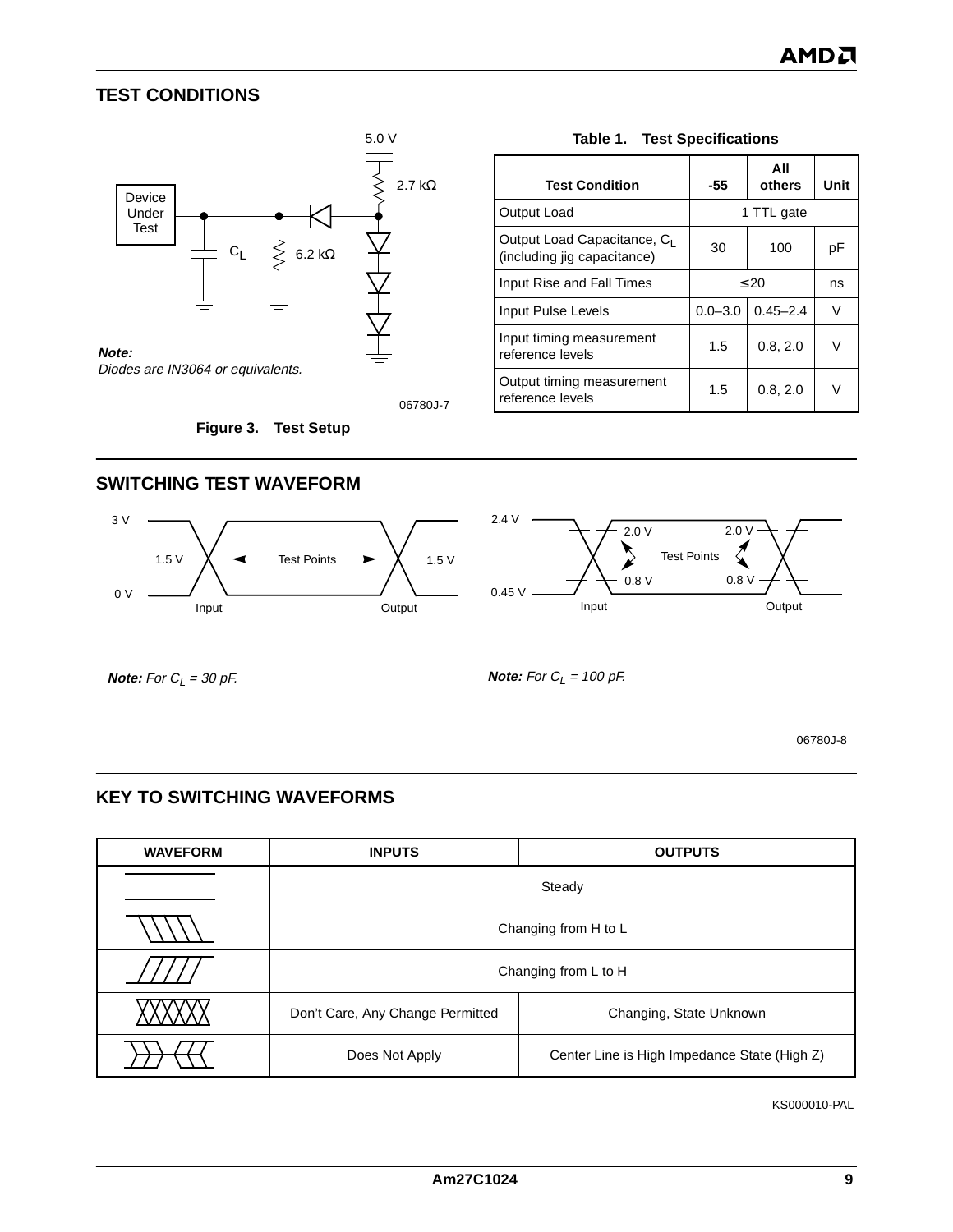## TEST CONDITIONS

5.0 V

2.7 kΩ

Device Under Test

$C_L$

6.2 kΩ

**Note:**
*Diodes are IN3064 or equivalents.*

06780J-7

**Figure 3. Test Setup**

**Table 1. Test Specifications**

| Test Condition | -55 | All others | Unit |
|---|---|---|---|
| Output Load | 1 TTL gate | | |
| Output Load Capacitance, $C_L$ (including jig capacitance) | 30 | 100 | pF |
| Input Rise and Fall Times | ≤20 | | ns |
| Input Pulse Levels | 0.0–3.0 | 0.45–2.4 | V |
| Input timing measurement reference levels | 1.5 | 0.8, 2.0 | V |
| Output timing measurement reference levels | 1.5 | 0.8, 2.0 | V |

## SWITCHING TEST WAVEFORM

3 V, 0 V, 1.5 V, Test Points, 1.5 V, Input, Output

**Note:** *For $C_L$ = 30 pF.*

2.4 V, 0.45 V, 2.0 V, 0.8 V, Test Points, 2.0 V, 0.8 V, Input, Output

**Note:** *For $C_L$ = 100 pF.*

06780J-8

## KEY TO SWITCHING WAVEFORMS

| WAVEFORM | INPUTS | OUTPUTS |
|---|---|---|
| (steady) | Steady | |
| (H to L) | Changing from H to L | |
| (L to H) | Changing from L to H | |
| (XXXX) | Don't Care, Any Change Permitted | Changing, State Unknown |
| (High Z) | Does Not Apply | Center Line is High Impedance State (High Z) |

KS000010-PAL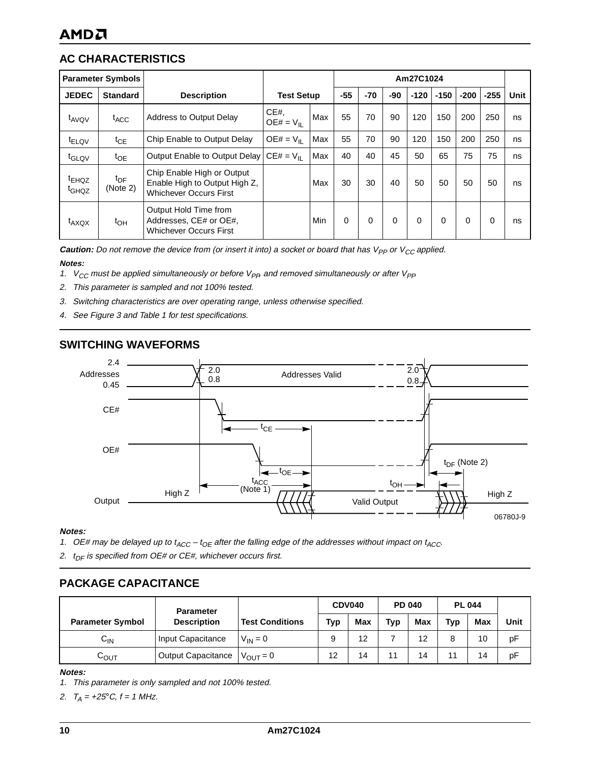## AC CHARACTERISTICS

| Parameter Symbols | | Description | Test Setup | | Am27C1024 | | | | | | | Unit |
|---|---|---|---|---|---|---|---|---|---|---|---|---|
| JEDEC | Standard | | | | -55 | -70 | -90 | -120 | -150 | -200 | -255 | |
| $t_{AVQV}$ | $t_{ACC}$ | Address to Output Delay | CE#, OE# = $V_{IL}$ | Max | 55 | 70 | 90 | 120 | 150 | 200 | 250 | ns |
| $t_{ELQV}$ | $t_{CE}$ | Chip Enable to Output Delay | OE# = $V_{IL}$ | Max | 55 | 70 | 90 | 120 | 150 | 200 | 250 | ns |
| $t_{GLQV}$ | $t_{OE}$ | Output Enable to Output Delay | CE# = $V_{IL}$ | Max | 40 | 40 | 45 | 50 | 65 | 75 | 75 | ns |
| $t_{EHQZ}$ $t_{GHQZ}$ | $t_{DF}$ (Note 2) | Chip Enable High or Output Enable High to Output High Z, Whichever Occurs First | | Max | 30 | 30 | 40 | 50 | 50 | 50 | 50 | ns |
| $t_{AXQX}$ | $t_{OH}$ | Output Hold Time from Addresses, CE# or OE#, Whichever Occurs First | | Min | 0 | 0 | 0 | 0 | 0 | 0 | 0 | ns |

***Caution:*** *Do not remove the device from (or insert it into) a socket or board that has $V_{PP}$ or $V_{CC}$ applied.*

***Notes:***

1. *$V_{CC}$ must be applied simultaneously or before $V_{PP}$, and removed simultaneously or after $V_{PP}$*
2. *This parameter is sampled and not 100% tested.*
3. *Switching characteristics are over operating range, unless otherwise specified.*
4. *See Figure 3 and Table 1 for test specifications.*

## SWITCHING WAVEFORMS

Addresses: 2.4 / 0.45; 2.0 / 0.8; Addresses Valid
CE#: $t_{CE}$
OE#: $t_{OE}$; $t_{DF}$ (Note 2)
Output: High Z; $t_{ACC}$ (Note 1); $t_{OH}$; Valid Output; High Z

06780J-9

***Notes:***

1. *OE# may be delayed up to $t_{ACC} - t_{OE}$ after the falling edge of the addresses without impact on $t_{ACC}$.*
2. *$t_{DF}$ is specified from OE# or CE#, whichever occurs first.*

## PACKAGE CAPACITANCE

| Parameter Symbol | Parameter Description | Test Conditions | CDV040 | | PD 040 | | PL 044 | | Unit |
|---|---|---|---|---|---|---|---|---|---|
| | | | Typ | Max | Typ | Max | Typ | Max | |
| $C_{IN}$ | Input Capacitance | $V_{IN} = 0$ | 9 | 12 | 7 | 12 | 8 | 10 | pF |
| $C_{OUT}$ | Output Capacitance | $V_{OUT} = 0$ | 12 | 14 | 11 | 14 | 11 | 14 | pF |

***Notes:***

1. *This parameter is only sampled and not 100% tested.*
2. *$T_A = +25°C$, $f = 1$ MHz.*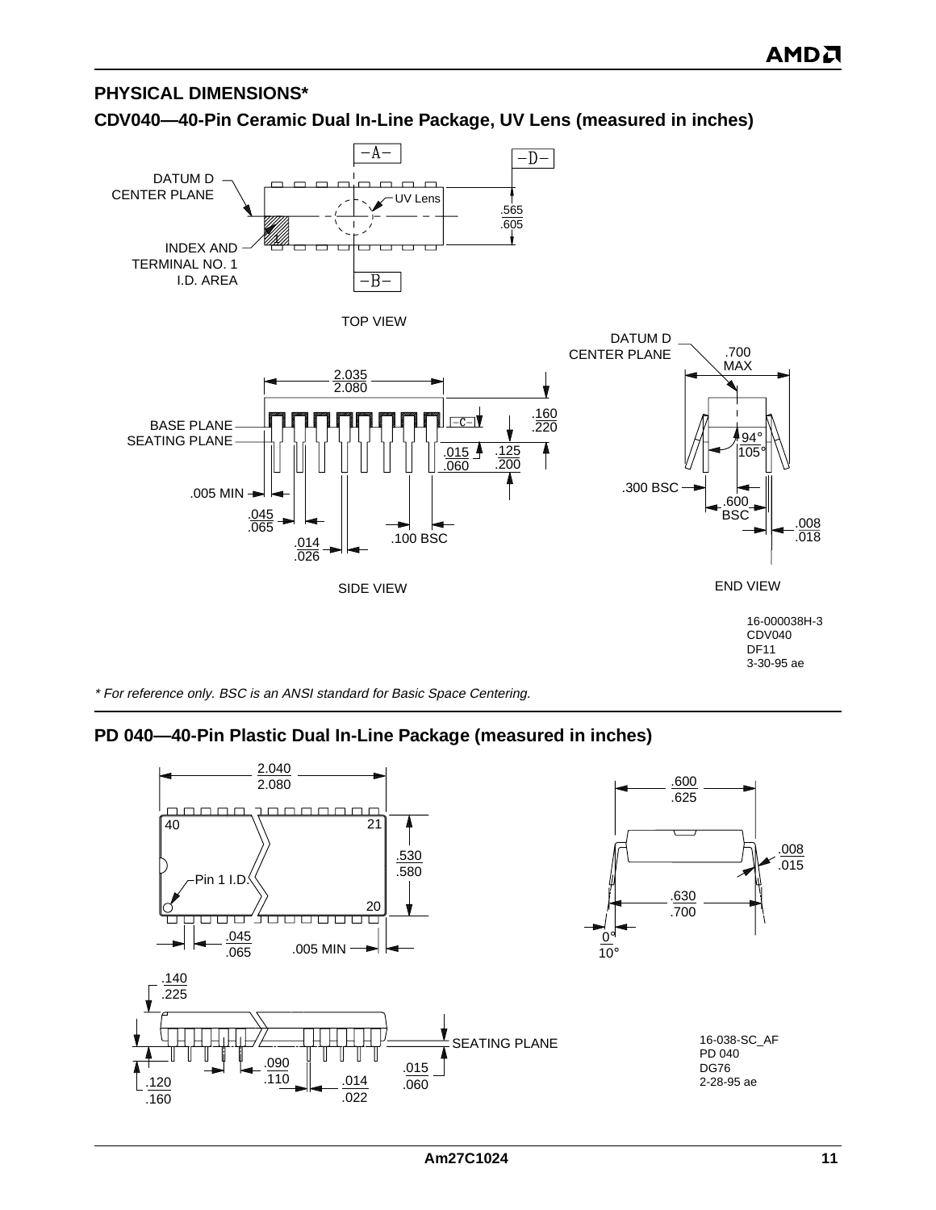## PHYSICAL DIMENSIONS*

### CDV040—40-Pin Ceramic Dual In-Line Package, UV Lens (measured in inches)

DATUM D CENTER PLANE

INDEX AND TERMINAL NO. 1 I.D. AREA

UV Lens

-A-

-B-

-D-

.565
.605

TOP VIEW

2.035
2.080

BASE PLANE

SEATING PLANE

-C-

.160
.220

.015
.060

.125
.200

.005 MIN

.045
.065

.014
.026

.100 BSC

SIDE VIEW

DATUM D CENTER PLANE

.700 MAX

94°
105°

.300 BSC

.600 BSC

.008
.018

END VIEW

16-000038H-3
CDV040
DF11
3-30-95 ae

*\* For reference only. BSC is an ANSI standard for Basic Space Centering.*

### PD 040—40-Pin Plastic Dual In-Line Package (measured in inches)

2.040
2.080

40

21

Pin 1 I.D.

20

.530
.580

.045
.065

.005 MIN

.140
.225

SEATING PLANE

.120
.160

.090
.110

.014
.022

.015
.060

.600
.625

.008
.015

.630
.700

0°
10°

16-038-SC_AF
PD 040
DG76
2-28-95 ae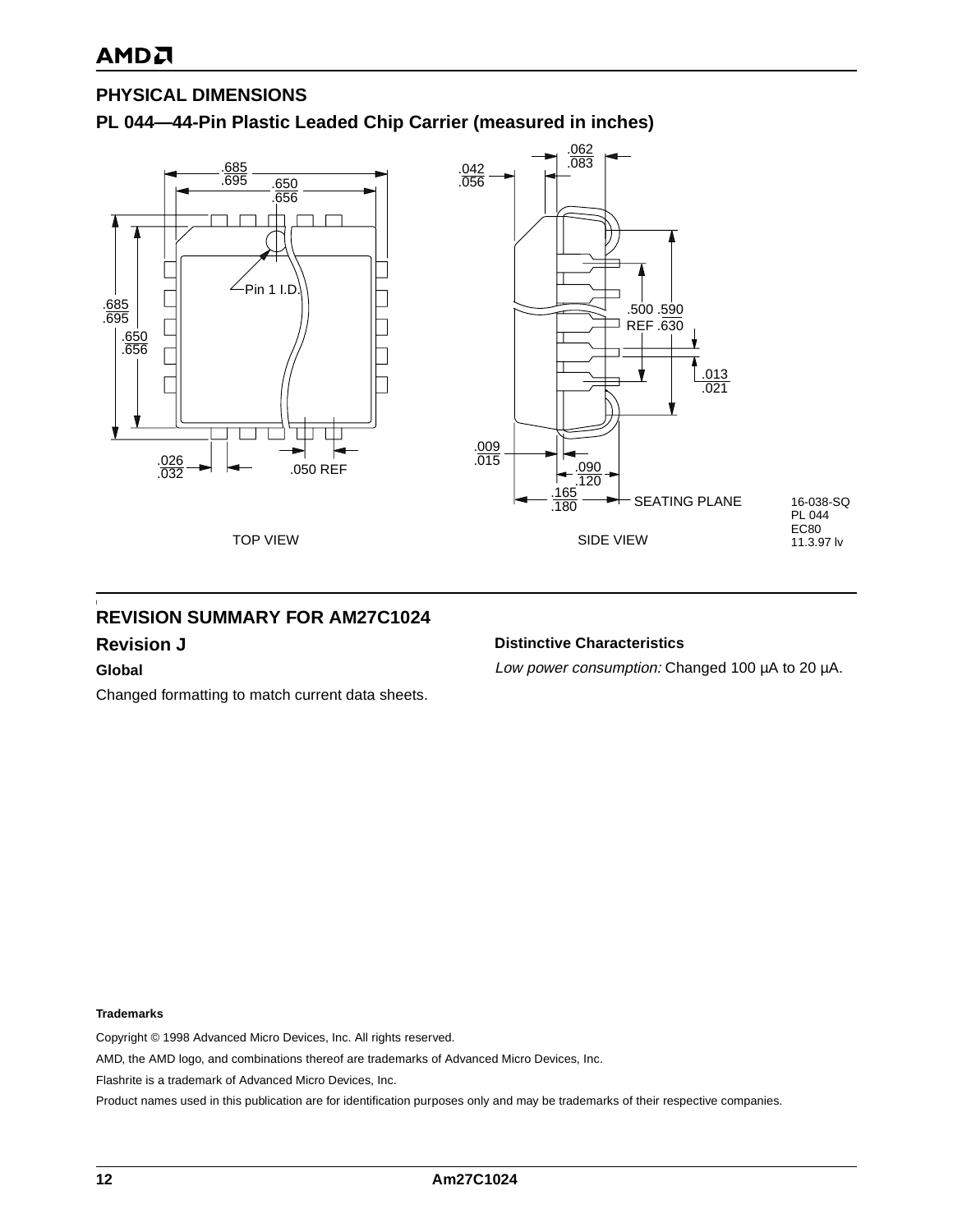## PHYSICAL DIMENSIONS

### PL 044—44-Pin Plastic Leaded Chip Carrier (measured in inches)

.685
.695
.650
.656
Pin 1 I.D.
.685
.695
.650
.656
.026
.032
.050 REF
TOP VIEW

.062
.083
.042
.056
.500 REF
.590
.630
.013
.021
.009
.015
.090
.120
.165
.180
SEATING PLANE
SIDE VIEW

16-038-SQ
PL 044
EC80
11.3.97 lv

## REVISION SUMMARY FOR AM27C1024

### Revision J

**Global**

Changed formatting to match current data sheets.

**Distinctive Characteristics**

*Low power consumption:* Changed 100 µA to 20 µA.

**Trademarks**

Copyright © 1998 Advanced Micro Devices, Inc. All rights reserved.

AMD, the AMD logo, and combinations thereof are trademarks of Advanced Micro Devices, Inc.

Flashrite is a trademark of Advanced Micro Devices, Inc.

Product names used in this publication are for identification purposes only and may be trademarks of their respective companies.